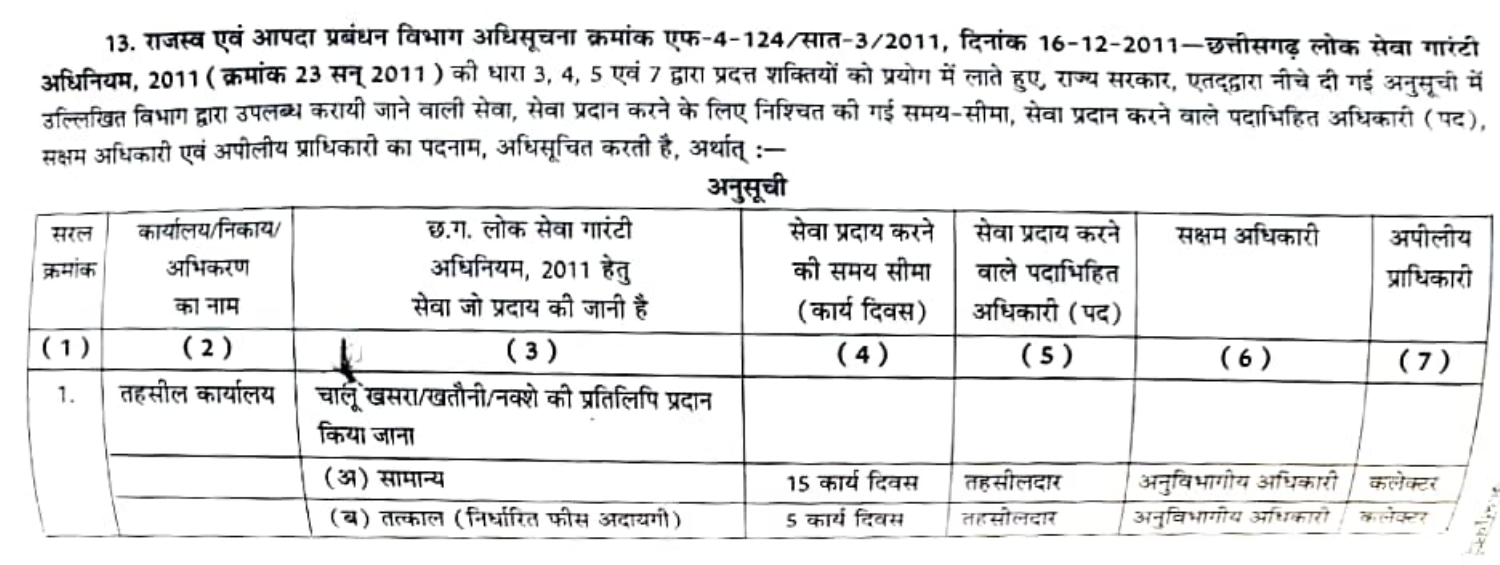**13. राजस्व एवं आपदा प्रबंधन विभाग अधिसूचना क्रमांक एफ-4-124/सात-3/2011, दिनांक 16-12-2011—छत्तीसगढ़ लोक सेवा गारंटी अधिनियम, 2011 ( क्रमांक 23 सन् 2011 )** की धारा 3, 4, 5 एवं 7 द्वारा प्रदत्त शक्तियों को प्रयोग में लाते हुए, राज्य सरकार, एतद्द्वारा नीचे दी गई अनुसूची में उल्लिखित विभाग द्वारा उपलब्ध करायी जाने वाली सेवा, सेवा प्रदान करने के लिए निश्चित की गई समय-सीमा, सेवा प्रदान करने वाले पदाभिहित अधिकारी ( पद ), सक्षम अधिकारी एवं अपीलीय प्राधिकारी का पदनाम, अधिसूचित करती है, अर्थात् :—

**अनुसूची**

| सरल क्रमांक | कार्यालय/निकाय/ अभिकरण का नाम | छ.ग. लोक सेवा गारंटी अधिनियम, 2011 हेतु सेवा जो प्रदाय की जानी है | सेवा प्रदाय करने की समय सीमा (कार्य दिवस) | सेवा प्रदाय करने वाले पदाभिहित अधिकारी ( पद ) | सक्षम अधिकारी | अपीलीय प्राधिकारी |
|---|---|---|---|---|---|---|
| ( 1 ) | ( 2 ) | ( 3 ) | ( 4 ) | ( 5 ) | ( 6 ) | ( 7 ) |
| 1. | तहसील कार्यालय | चालू खसरा/खतौनी/नक्शे की प्रतिलिपि प्रदान किया जाना | | | | |
| | | (अ) सामान्य | 15 कार्य दिवस | तहसीलदार | अनुविभागीय अधिकारी | कलेक्टर |
| | | (ब) तत्काल (निर्धारित फीस अदायगी) | 5 कार्य दिवस | तहसीलदार | अनुविभागीय अधिकारी | कलेक्टर |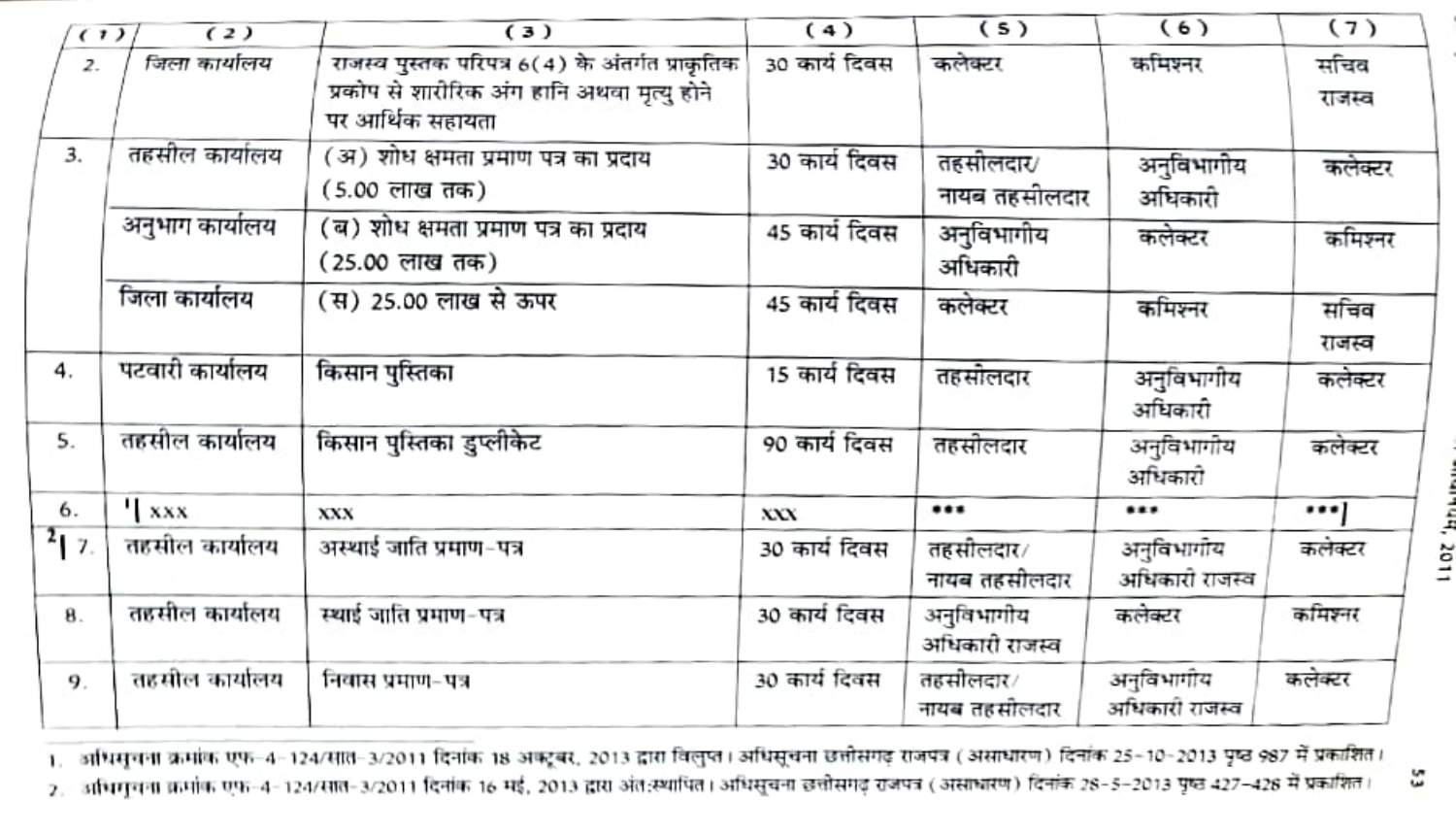| (1) | (2) | (3) | (4) | (5) | (6) | (7) |
|---|---|---|---|---|---|---|
| 2. | जिला कार्यालय | राजस्व पुस्तक परिपत्र 6(4) के अंतर्गत प्राकृतिक प्रकोप से शारीरिक अंग हानि अथवा मृत्यु होने पर आर्थिक सहायता | 30 कार्य दिवस | कलेक्टर | कमिश्नर | सचिव राजस्व |
| 3. | तहसील कार्यालय | (अ) शोध क्षमता प्रमाण पत्र का प्रदाय (5.00 लाख तक) | 30 कार्य दिवस | तहसीलदार/ नायब तहसीलदार | अनुविभागीय अधिकारी | कलेक्टर |
| | अनुभाग कार्यालय | (ब) शोध क्षमता प्रमाण पत्र का प्रदाय (25.00 लाख तक) | 45 कार्य दिवस | अनुविभागीय अधिकारी | कलेक्टर | कमिश्नर |
| | जिला कार्यालय | (स) 25.00 लाख से ऊपर | 45 कार्य दिवस | कलेक्टर | कमिश्नर | सचिव राजस्व |
| 4. | पटवारी कार्यालय | किसान पुस्तिका | 15 कार्य दिवस | तहसीलदार | अनुविभागीय अधिकारी | कलेक्टर |
| 5. | तहसील कार्यालय | किसान पुस्तिका डुप्लीकेट | 90 कार्य दिवस | तहसीलदार | अनुविभागीय अधिकारी | कलेक्टर |
| 6. | [1][ xxx | xxx | xxx | ••• | ••• | •••] |
| [2][ 7. | तहसील कार्यालय | अस्थाई जाति प्रमाण-पत्र | 30 कार्य दिवस | तहसीलदार/ नायब तहसीलदार | अनुविभागीय अधिकारी राजस्व | कलेक्टर |
| 8. | तहसील कार्यालय | स्थाई जाति प्रमाण-पत्र | 30 कार्य दिवस | अनुविभागीय अधिकारी राजस्व | कलेक्टर | कमिश्नर |
| 9. | तहसील कार्यालय | निवास प्रमाण-पत्र | 30 कार्य दिवस | तहसीलदार/ नायब तहसीलदार | अनुविभागीय अधिकारी राजस्व | कलेक्टर |

1. अधिसूचना क्रमांक एफ-4-124/सात-3/2011 दिनांक 18 अक्टूबर, 2013 द्वारा विलुप्त। अधिसूचना छत्तीसगढ़ राजपत्र (असाधारण) दिनांक 25-10-2013 पृष्ठ 987 में प्रकाशित।
2. अधिसूचना क्रमांक एफ-4-124/सात-3/2011 दिनांक 16 मई, 2013 द्वारा अंतःस्थापित। अधिसूचना छत्तीसगढ़ राजपत्र (असाधारण) दिनांक 28-5-2013 पृष्ठ 427-428 में प्रकाशित।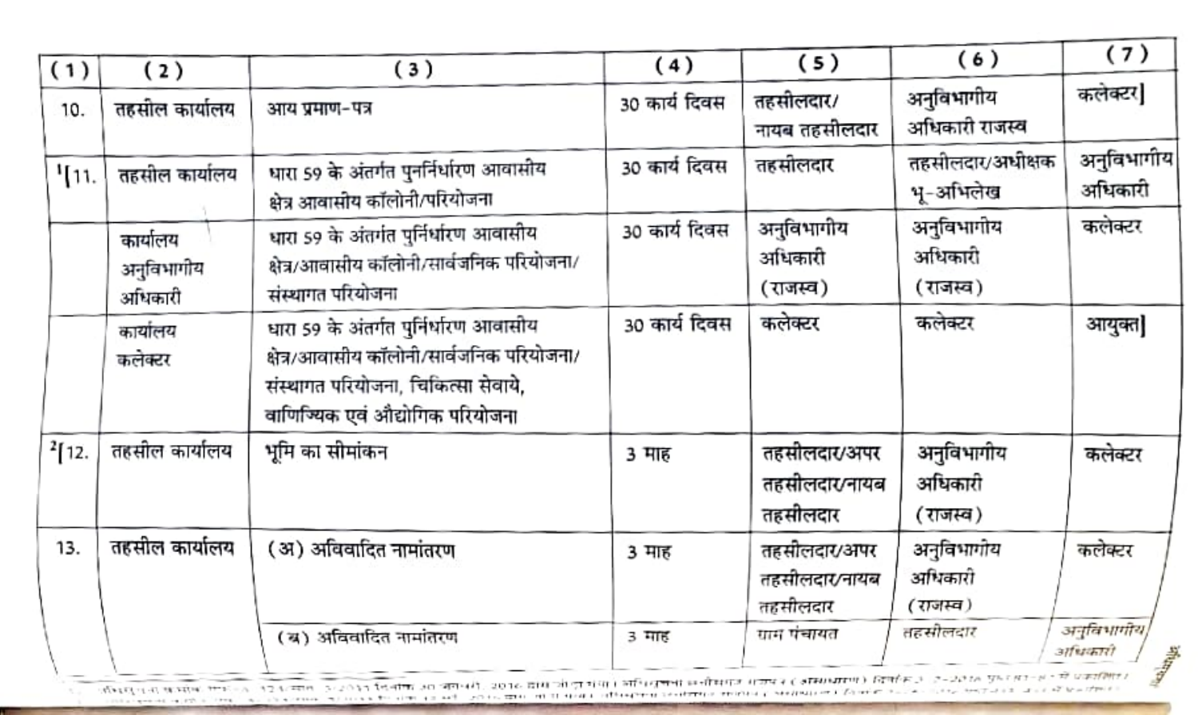| (1) | (2) | (3) | (4) | (5) | (6) | (7) |
|---|---|---|---|---|---|---|
| 10. | तहसील कार्यालय | आय प्रमाण-पत्र | 30 कार्य दिवस | तहसीलदार/ नायब तहसीलदार | अनुविभागीय अधिकारी राजस्व | कलेक्टर] |
| [1][11. | तहसील कार्यालय | धारा 59 के अंतर्गत पुनर्निर्धारण आवासीय क्षेत्र आवासीय कॉलोनी/परियोजना | 30 कार्य दिवस | तहसीलदार | तहसीलदार/अधीक्षक भू-अभिलेख | अनुविभागीय अधिकारी |
| | कार्यालय अनुविभागीय अधिकारी | धारा 59 के अंतर्गत पुनर्निर्धारण आवासीय क्षेत्र/आवासीय कॉलोनी/सार्वजनिक परियोजना/ संस्थागत परियोजना | 30 कार्य दिवस | अनुविभागीय अधिकारी (राजस्व) | अनुविभागीय अधिकारी (राजस्व) | कलेक्टर |
| | कार्यालय कलेक्टर | धारा 59 के अंतर्गत पुनर्निर्धारण आवासीय क्षेत्र/आवासीय कॉलोनी/सार्वजनिक परियोजना/ संस्थागत परियोजना, चिकित्सा सेवाये, वाणिज्यिक एवं औद्योगिक परियोजना | 30 कार्य दिवस | कलेक्टर | कलेक्टर | आयुक्त] |
| [2][12. | तहसील कार्यालय | भूमि का सीमांकन | 3 माह | तहसीलदार/अपर तहसीलदार/नायब तहसीलदार | अनुविभागीय अधिकारी (राजस्व) | कलेक्टर |
| 13. | तहसील कार्यालय | (अ) अविवादित नामांतरण | 3 माह | तहसीलदार/अपर तहसीलदार/नायब तहसीलदार | अनुविभागीय अधिकारी (राजस्व) | कलेक्टर |
| | | (ब) अविवादित नामांतरण | 3 माह | ग्राम पंचायत | तहसीलदार | अनुविभागीय अधिकारी |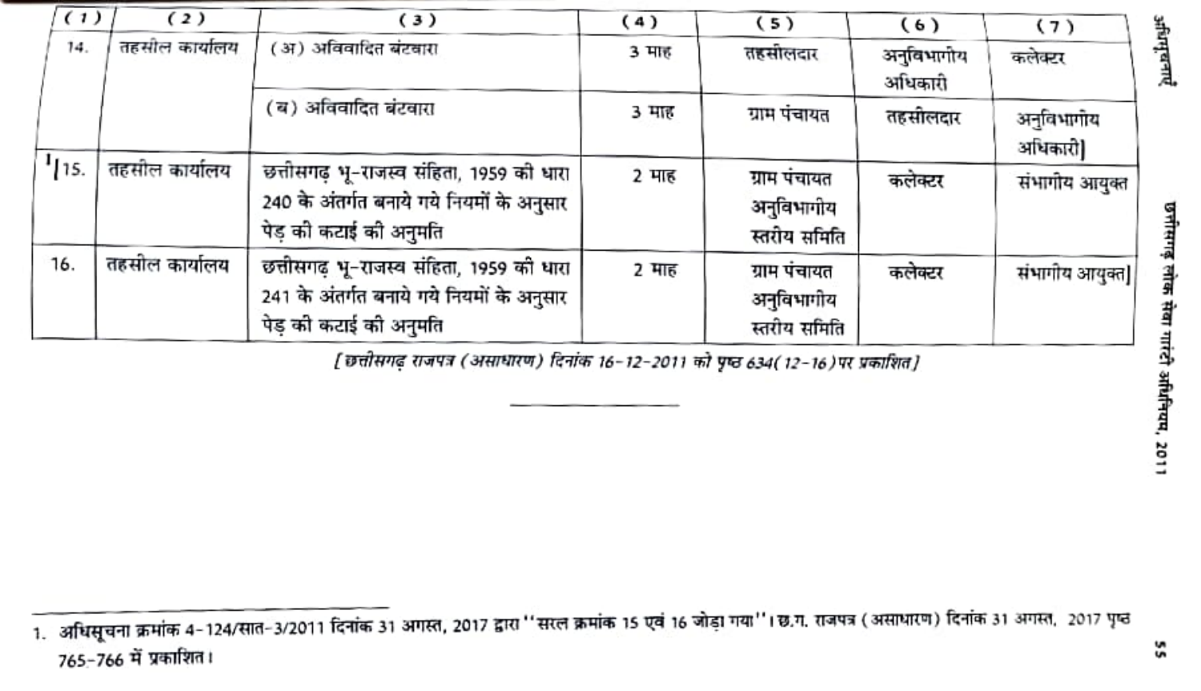| (1) | (2) | (3) | (4) | (5) | (6) | (7) |
|---|---|---|---|---|---|---|
| 14. | तहसील कार्यालय | (अ) अविवादित बंटवारा | 3 माह | तहसीलदार | अनुविभागीय अधिकारी | कलेक्टर |
| | | (ब) अविवादित बंटवारा | 3 माह | ग्राम पंचायत | तहसीलदार | अनुविभागीय अधिकारी] |
| [1][15. | तहसील कार्यालय | छत्तीसगढ़ भू-राजस्व संहिता, 1959 की धारा 240 के अंतर्गत बनाये गये नियमों के अनुसार पेड़ की कटाई की अनुमति | 2 माह | ग्राम पंचायत अनुविभागीय स्तरीय समिति | कलेक्टर | संभागीय आयुक्त |
| 16. | तहसील कार्यालय | छत्तीसगढ़ भू-राजस्व संहिता, 1959 की धारा 241 के अंतर्गत बनाये गये नियमों के अनुसार पेड़ की कटाई की अनुमति | 2 माह | ग्राम पंचायत अनुविभागीय स्तरीय समिति | कलेक्टर | संभागीय आयुक्त] |

*[छत्तीसगढ़ राजपत्र (असाधारण) दिनांक 16-12-2011 को पृष्ठ 634(12-16) पर प्रकाशित]*

---

1. अधिसूचना क्रमांक 4-124/सात-3/2011 दिनांक 31 अगस्त, 2017 द्वारा "सरल क्रमांक 15 एवं 16 जोड़ा गया"। छ.ग. राजपत्र (असाधारण) दिनांक 31 अगस्त, 2017 पृष्ठ 765-766 में प्रकाशित।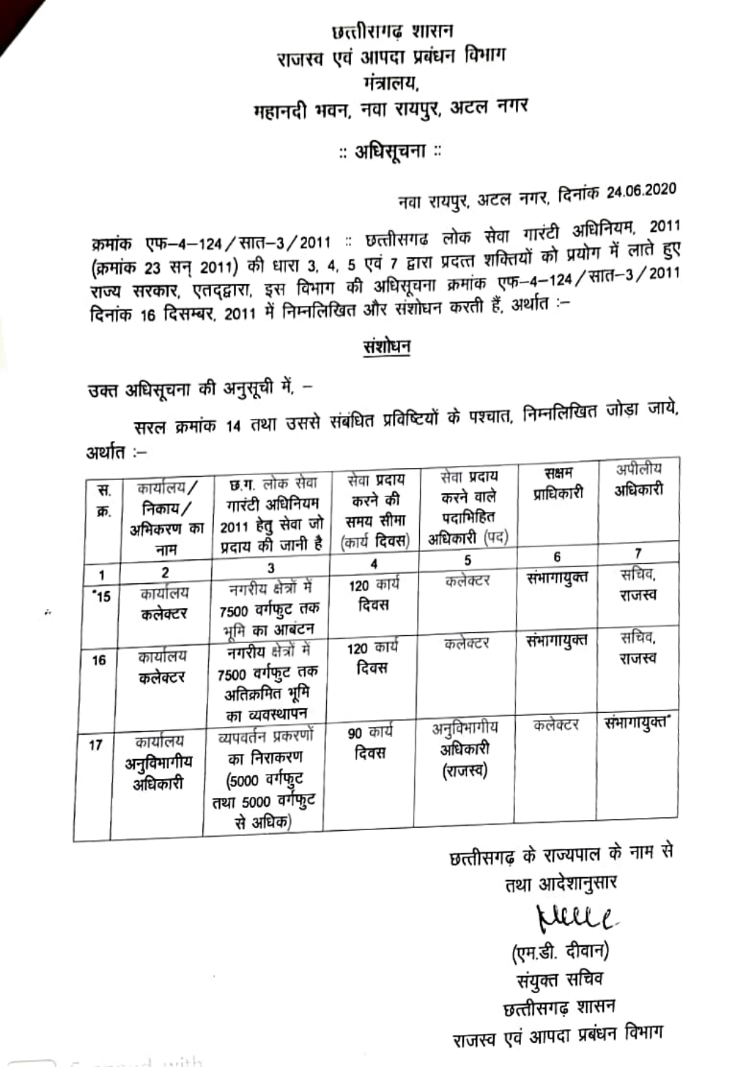छत्तीसगढ़ शासन
राजस्व एवं आपदा प्रबंधन विभाग
मंत्रालय,
महानदी भवन, नवा रायपुर, अटल नगर

:: अधिसूचना ::

नवा रायपुर, अटल नगर, दिनांक 24.06.2020

क्रमांक एफ–4–124/सात–3/2011 :: छत्तीसगढ लोक सेवा गारंटी अधिनियम, 2011 (क्रमांक 23 सन् 2011) की धारा 3, 4, 5 एवं 7 द्वारा प्रदत्त शक्तियों को प्रयोग में लाते हुए राज्य सरकार, एतद्द्वारा, इस विभाग की अधिसूचना क्रमांक एफ–4–124/सात–3/2011 दिनांक 16 दिसम्बर, 2011 में निम्नलिखित और संशोधन करती हैं, अर्थात :–

**संशोधन**

उक्त अधिसूचना की अनुसूची में, –

सरल क्रमांक 14 तथा उससे संबंधित प्रविष्टियों के पश्चात, निम्नलिखित जोड़ा जाये, अर्थात :–

| स. क्र. | कार्यालय/ निकाय/ अभिकरण का नाम | छ.ग. लोक सेवा गारंटी अधिनियम 2011 हेतु सेवा जो प्रदाय की जानी है | सेवा प्रदाय करने की समय सीमा (कार्य दिवस) | सेवा प्रदाय करने वाले पदाभिहित अधिकारी (पद) | सक्षम प्राधिकारी | अपीलीय अधिकारी |
|---|---|---|---|---|---|---|
| 1 | 2 | 3 | 4 | 5 | 6 | 7 |
| "15 | कार्यालय कलेक्टर | नगरीय क्षेत्रों में 7500 वर्गफुट तक भूमि का आबंटन | 120 कार्य दिवस | कलेक्टर | संभागायुक्त | सचिव, राजस्व |
| 16 | कार्यालय कलेक्टर | नगरीय क्षेत्रों में 7500 वर्गफुट तक अतिक्रमित भूमि का व्यवस्थापन | 120 कार्य दिवस | कलेक्टर | संभागायुक्त | सचिव, राजस्व |
| 17 | कार्यालय अनुविभागीय अधिकारी | व्यपवर्तन प्रकरणों का निराकरण (5000 वर्गफुट तथा 5000 वर्गफुट से अधिक) | 90 कार्य दिवस | अनुविभागीय अधिकारी (राजस्व) | कलेक्टर | संभागायुक्त" |

छत्तीसगढ़ के राज्यपाल के नाम से
तथा आदेशानुसार

(एम.डी. दीवान)
संयुक्त सचिव
छत्तीसगढ़ शासन
राजस्व एवं आपदा प्रबंधन विभाग